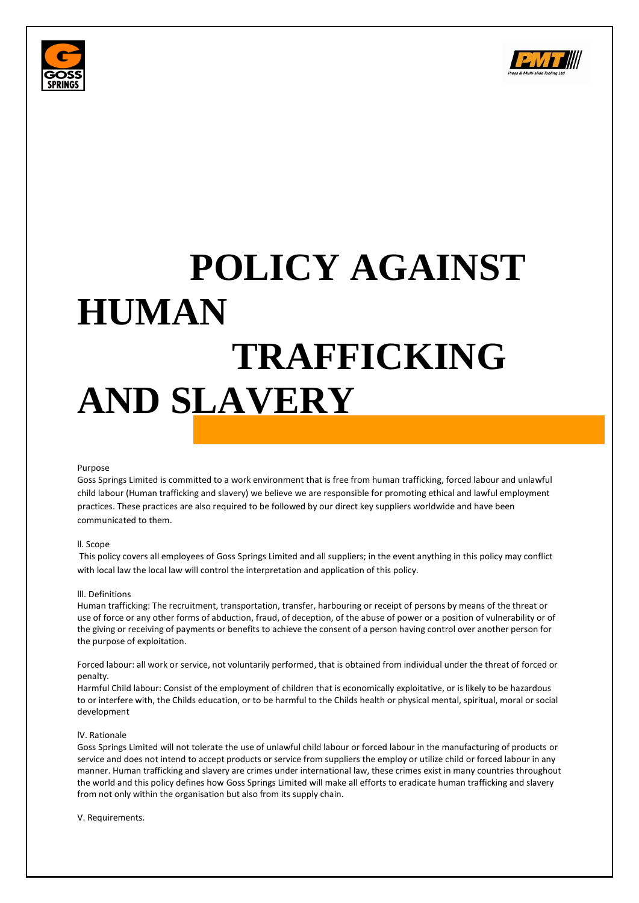# POLICY AGAINST HUMAN TRAFFICKING AND SLAVERY

Purpose

Goss Springs Limited is committed to a work environment that is free from human trafficking, forced labour and unlawful child labour (Human trafficking and slavery) we believe we are responsible for promoting ethical and lawful employment practices. These practices are also required to be followed by our direct key suppliers worldwide and have been communicated to them.

ll. Scope

This policy covers all employees of Goss Springs Limited and all suppliers; in the event anything in this policy may conflict with local law the local law will control the interpretation and application of this policy.

lll. Definitions

Human trafficking: The recruitment, transportation, transfer, harbouring or receipt of persons by means of the threat or use of force or any other forms of abduction, fraud, of deception, of the abuse of power or a position of vulnerability or of the giving or receiving of payments or benefits to achieve the consent of a person having control over another person for the purpose of exploitation.

Forced labour: all work or service, not voluntarily performed, that is obtained from individual under the threat of forced or penalty.

Harmful Child labour: Consist of the employment of children that is economically exploitative, or is likely to be hazardous to or interfere with, the Childs education, or to be harmful to the Childs health or physical mental, spiritual, moral or social development

lV. Rationale

Goss Springs Limited will not tolerate the use of unlawful child labour or forced labour in the manufacturing of products or service and does not intend to accept products or service from suppliers the employ or utilize child or forced labour in any manner. Human trafficking and slavery are crimes under international law, these crimes exist in many countries throughout the world and this policy defines how Goss Springs Limited will make all efforts to eradicate human trafficking and slavery from not only within the organisation but also from its supply chain.

V. Requirements.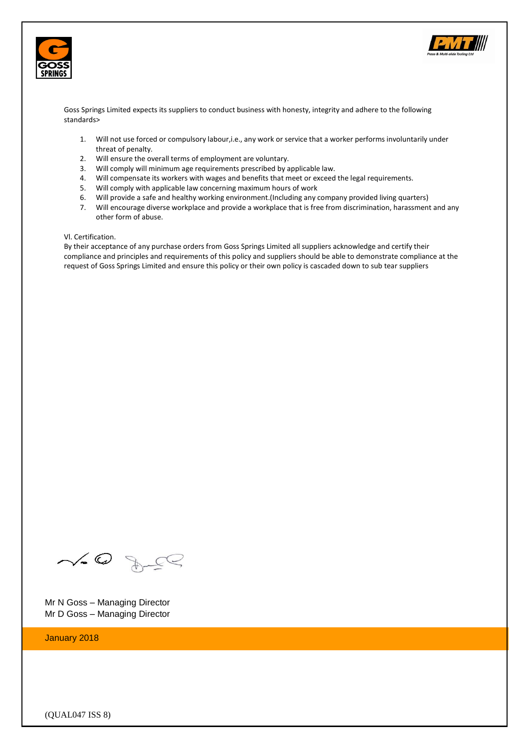Goss Springs Limited expects its suppliers to conduct business with honesty, integrity and adhere to the following standards>

1. Will not use forced or compulsory labour,i.e., any work or service that a worker performs involuntarily under threat of penalty.
2. Will ensure the overall terms of employment are voluntary.
3. Will comply will minimum age requirements prescribed by applicable law.
4. Will compensate its workers with wages and benefits that meet or exceed the legal requirements.
5. Will comply with applicable law concerning maximum hours of work
6. Will provide a safe and healthy working environment.(Including any company provided living quarters)
7. Will encourage diverse workplace and provide a workplace that is free from discrimination, harassment and any other form of abuse.

VI. Certification.

By their acceptance of any purchase orders from Goss Springs Limited all suppliers acknowledge and certify their compliance and principles and requirements of this policy and suppliers should be able to demonstrate compliance at the request of Goss Springs Limited and ensure this policy or their own policy is cascaded down to sub tear suppliers

Mr N Goss – Managing Director
Mr D Goss – Managing Director

January 2018

(QUAL047 ISS 8)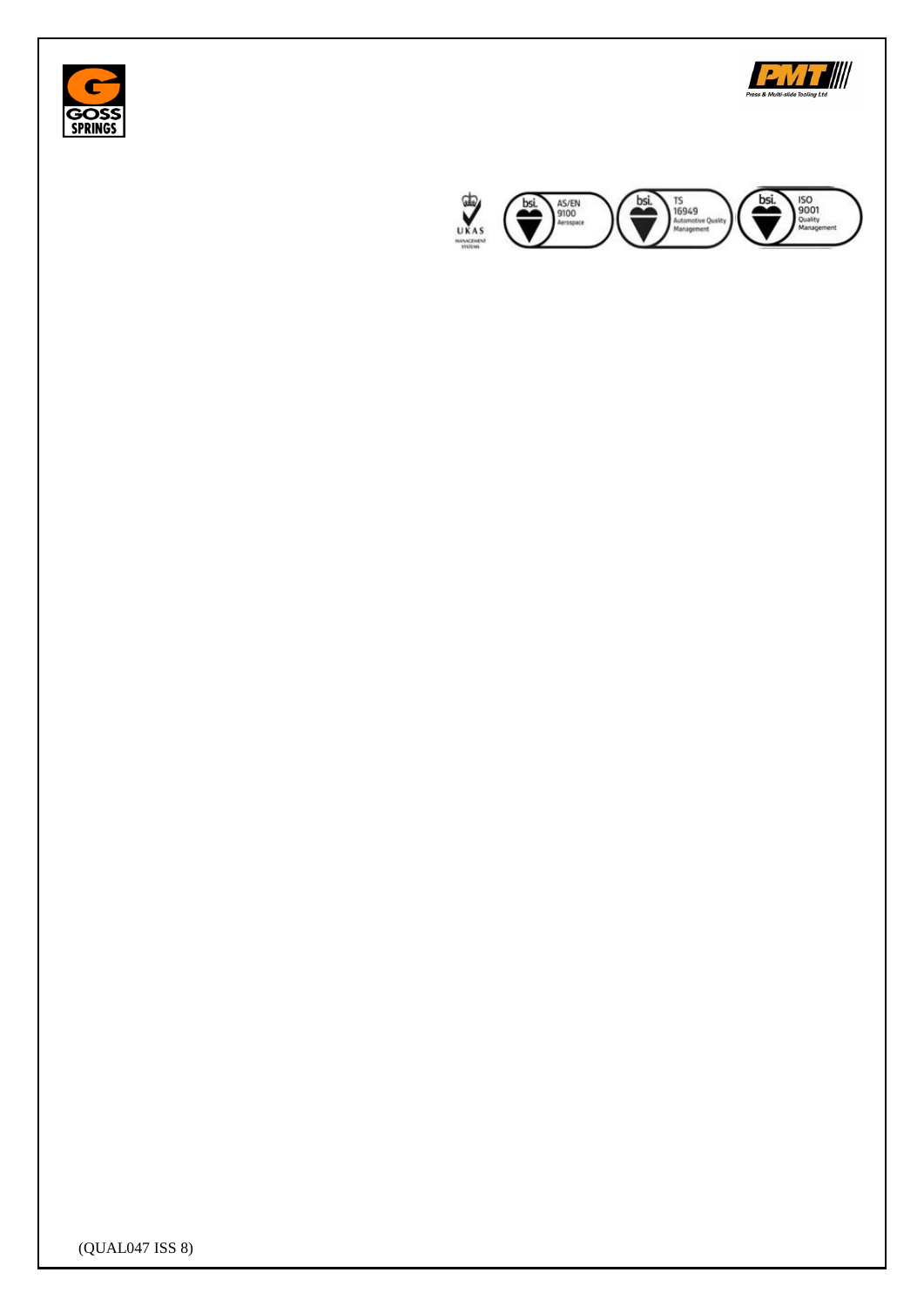(QUAL047 ISS 8)